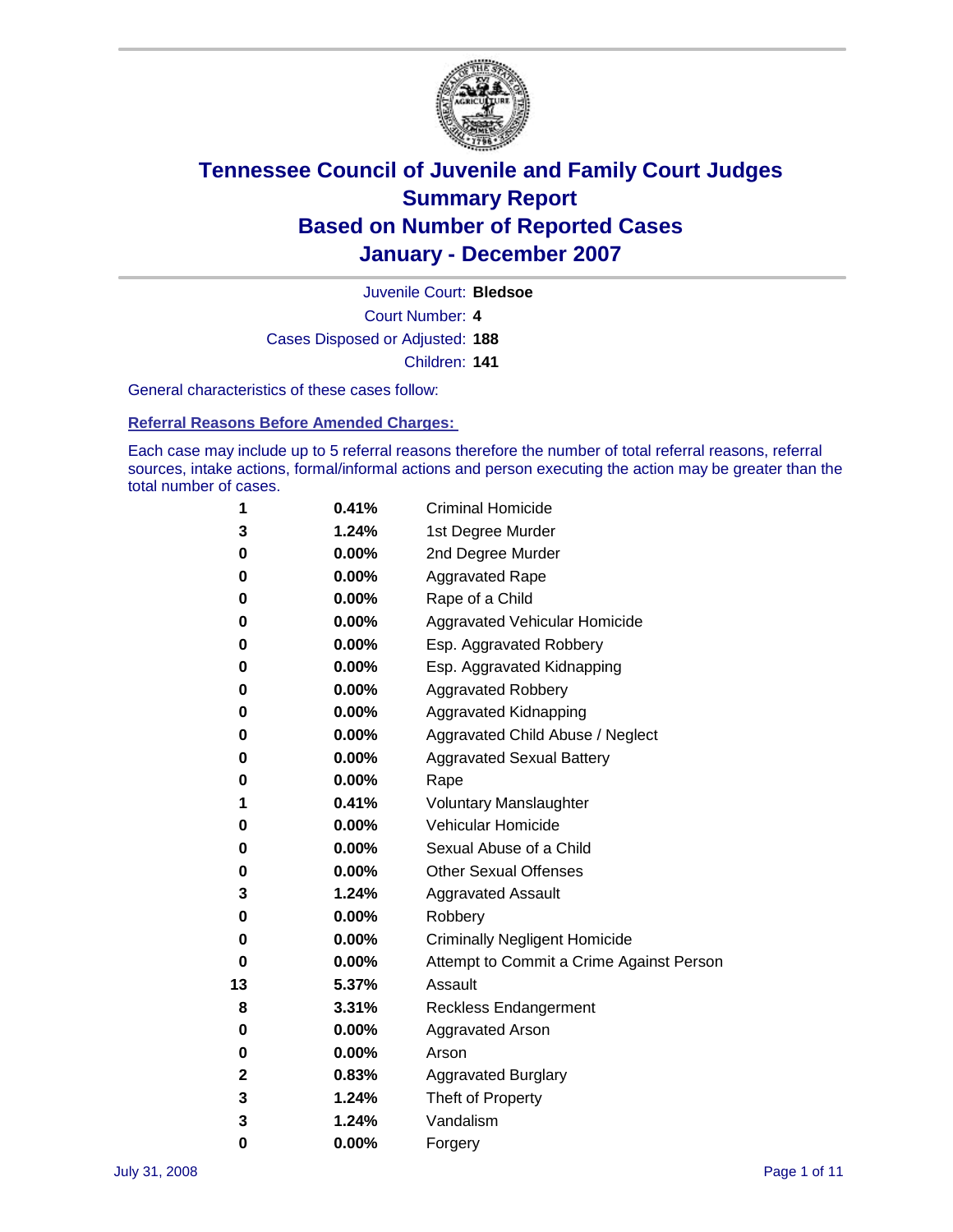# Tennessee Council of Juvenile and Family Court Judges
## Summary Report
## Based on Number of Reported Cases
## January - December 2007

Juvenile Court: **Bledsoe**
Court Number: **4**
Cases Disposed or Adjusted: **188**
Children: **141**

General characteristics of these cases follow:

### Referral Reasons Before Amended Charges:

Each case may include up to 5 referral reasons therefore the number of total referral reasons, referral sources, intake actions, formal/informal actions and person executing the action may be greater than the total number of cases.

| Count | Percent | Referral Reason |
|---|---|---|
| 1 | 0.41% | Criminal Homicide |
| 3 | 1.24% | 1st Degree Murder |
| 0 | 0.00% | 2nd Degree Murder |
| 0 | 0.00% | Aggravated Rape |
| 0 | 0.00% | Rape of a Child |
| 0 | 0.00% | Aggravated Vehicular Homicide |
| 0 | 0.00% | Esp. Aggravated Robbery |
| 0 | 0.00% | Esp. Aggravated Kidnapping |
| 0 | 0.00% | Aggravated Robbery |
| 0 | 0.00% | Aggravated Kidnapping |
| 0 | 0.00% | Aggravated Child Abuse / Neglect |
| 0 | 0.00% | Aggravated Sexual Battery |
| 0 | 0.00% | Rape |
| 1 | 0.41% | Voluntary Manslaughter |
| 0 | 0.00% | Vehicular Homicide |
| 0 | 0.00% | Sexual Abuse of a Child |
| 0 | 0.00% | Other Sexual Offenses |
| 3 | 1.24% | Aggravated Assault |
| 0 | 0.00% | Robbery |
| 0 | 0.00% | Criminally Negligent Homicide |
| 0 | 0.00% | Attempt to Commit a Crime Against Person |
| 13 | 5.37% | Assault |
| 8 | 3.31% | Reckless Endangerment |
| 0 | 0.00% | Aggravated Arson |
| 0 | 0.00% | Arson |
| 2 | 0.83% | Aggravated Burglary |
| 3 | 1.24% | Theft of Property |
| 3 | 1.24% | Vandalism |
| 0 | 0.00% | Forgery |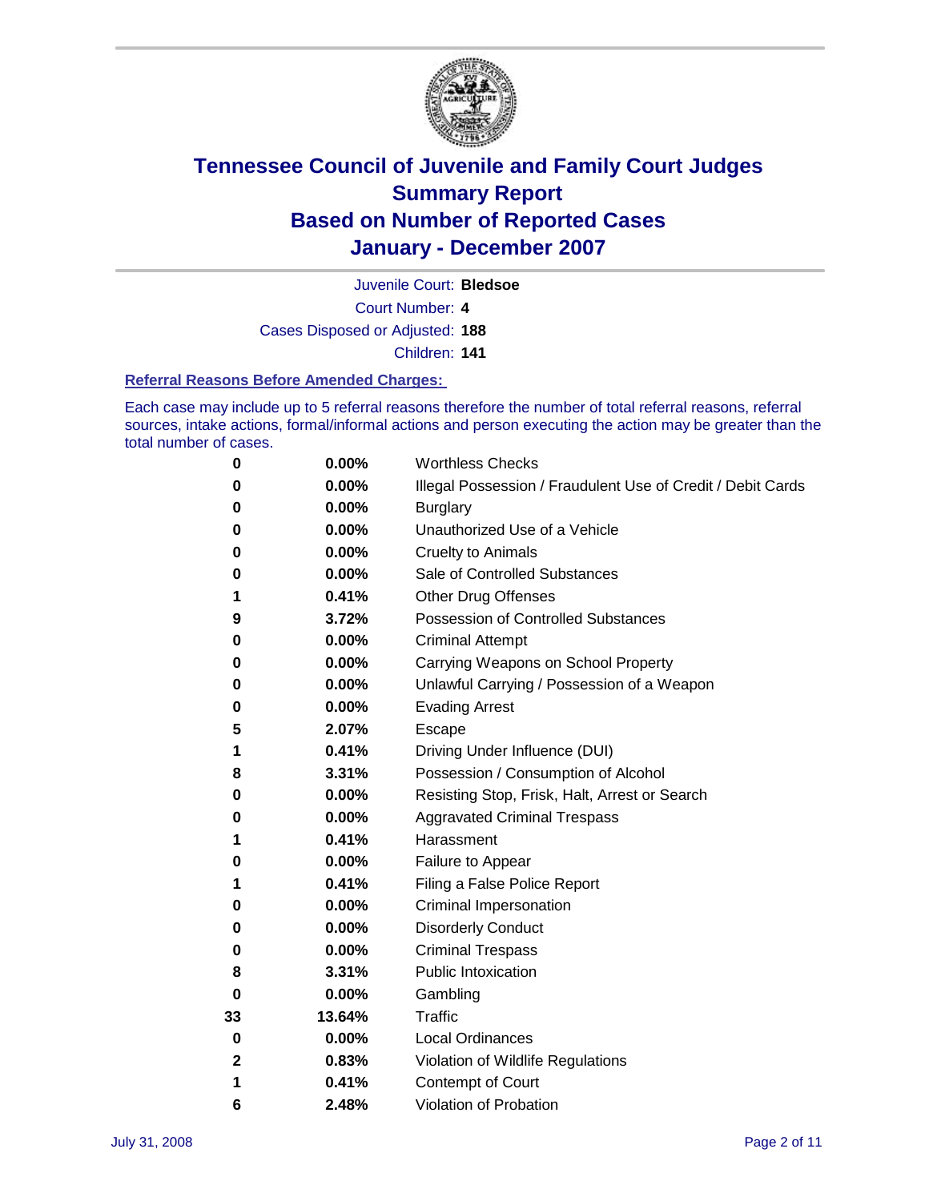# Tennessee Council of Juvenile and Family Court Judges
## Summary Report
## Based on Number of Reported Cases
## January - December 2007

Juvenile Court: **Bledsoe**

Court Number: **4**

Cases Disposed or Adjusted: **188**

Children: **141**

### Referral Reasons Before Amended Charges:

Each case may include up to 5 referral reasons therefore the number of total referral reasons, referral sources, intake actions, formal/informal actions and person executing the action may be greater than the total number of cases.

| | | |
|---|---|---|
| 0 | 0.00% | Worthless Checks |
| 0 | 0.00% | Illegal Possession / Fraudulent Use of Credit / Debit Cards |
| 0 | 0.00% | Burglary |
| 0 | 0.00% | Unauthorized Use of a Vehicle |
| 0 | 0.00% | Cruelty to Animals |
| 0 | 0.00% | Sale of Controlled Substances |
| 1 | 0.41% | Other Drug Offenses |
| 9 | 3.72% | Possession of Controlled Substances |
| 0 | 0.00% | Criminal Attempt |
| 0 | 0.00% | Carrying Weapons on School Property |
| 0 | 0.00% | Unlawful Carrying / Possession of a Weapon |
| 0 | 0.00% | Evading Arrest |
| 5 | 2.07% | Escape |
| 1 | 0.41% | Driving Under Influence (DUI) |
| 8 | 3.31% | Possession / Consumption of Alcohol |
| 0 | 0.00% | Resisting Stop, Frisk, Halt, Arrest or Search |
| 0 | 0.00% | Aggravated Criminal Trespass |
| 1 | 0.41% | Harassment |
| 0 | 0.00% | Failure to Appear |
| 1 | 0.41% | Filing a False Police Report |
| 0 | 0.00% | Criminal Impersonation |
| 0 | 0.00% | Disorderly Conduct |
| 0 | 0.00% | Criminal Trespass |
| 8 | 3.31% | Public Intoxication |
| 0 | 0.00% | Gambling |
| 33 | 13.64% | Traffic |
| 0 | 0.00% | Local Ordinances |
| 2 | 0.83% | Violation of Wildlife Regulations |
| 1 | 0.41% | Contempt of Court |
| 6 | 2.48% | Violation of Probation |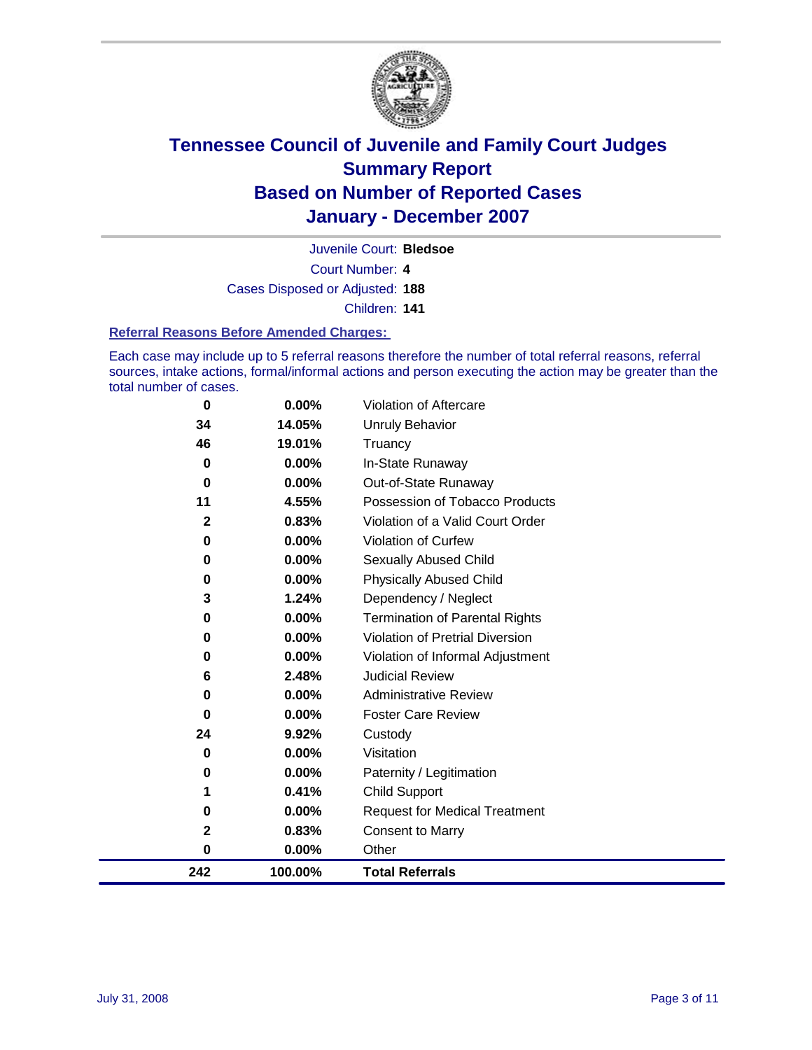# Tennessee Council of Juvenile and Family Court Judges
## Summary Report
## Based on Number of Reported Cases
## January - December 2007

Juvenile Court: **Bledsoe**
Court Number: **4**
Cases Disposed or Adjusted: **188**
Children: **141**

### Referral Reasons Before Amended Charges:

Each case may include up to 5 referral reasons therefore the number of total referral reasons, referral sources, intake actions, formal/informal actions and person executing the action may be greater than the total number of cases.

| Count | Percent | Referral Reason |
|---|---|---|
| 0 | 0.00% | Violation of Aftercare |
| 34 | 14.05% | Unruly Behavior |
| 46 | 19.01% | Truancy |
| 0 | 0.00% | In-State Runaway |
| 0 | 0.00% | Out-of-State Runaway |
| 11 | 4.55% | Possession of Tobacco Products |
| 2 | 0.83% | Violation of a Valid Court Order |
| 0 | 0.00% | Violation of Curfew |
| 0 | 0.00% | Sexually Abused Child |
| 0 | 0.00% | Physically Abused Child |
| 3 | 1.24% | Dependency / Neglect |
| 0 | 0.00% | Termination of Parental Rights |
| 0 | 0.00% | Violation of Pretrial Diversion |
| 0 | 0.00% | Violation of Informal Adjustment |
| 6 | 2.48% | Judicial Review |
| 0 | 0.00% | Administrative Review |
| 0 | 0.00% | Foster Care Review |
| 24 | 9.92% | Custody |
| 0 | 0.00% | Visitation |
| 0 | 0.00% | Paternity / Legitimation |
| 1 | 0.41% | Child Support |
| 0 | 0.00% | Request for Medical Treatment |
| 2 | 0.83% | Consent to Marry |
| 0 | 0.00% | Other |
| **242** | **100.00%** | **Total Referrals** |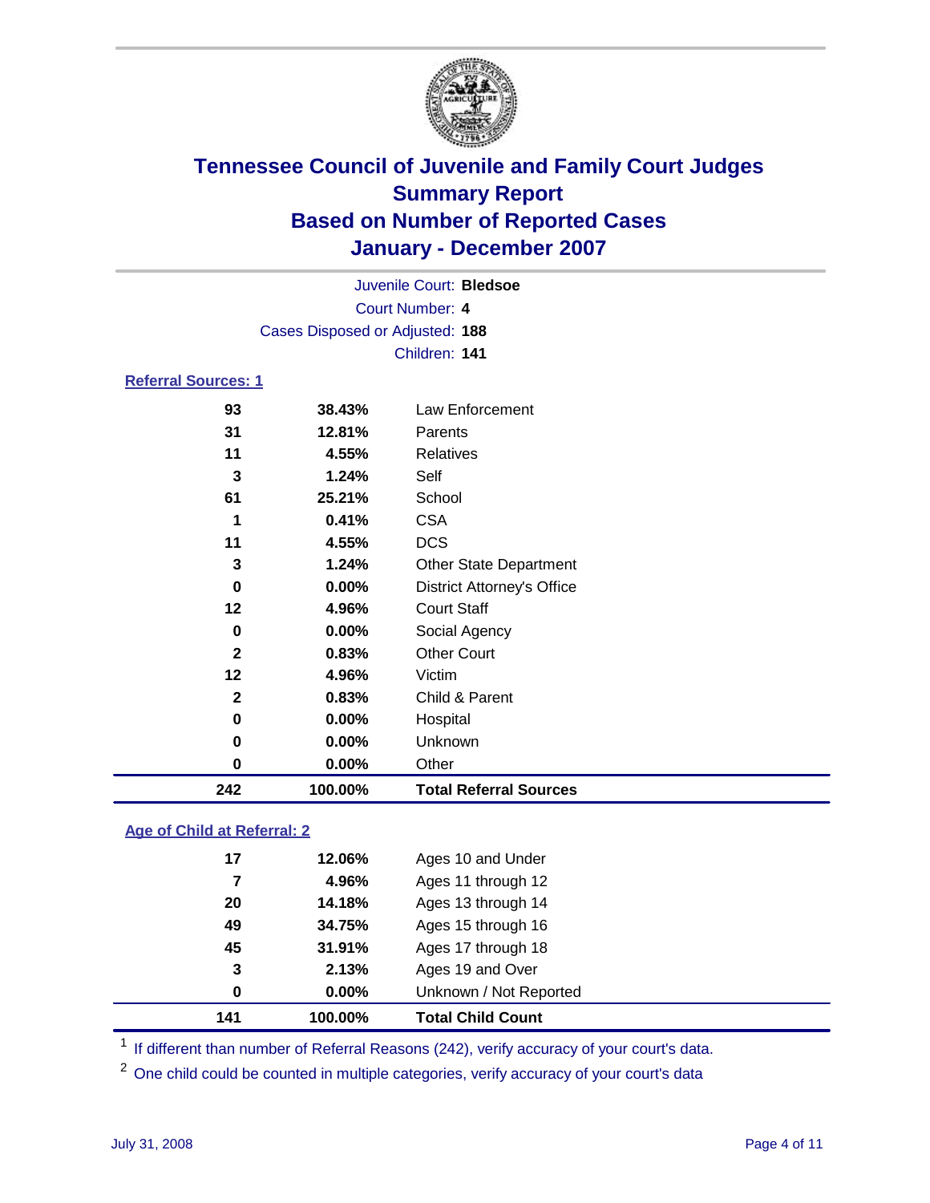# Tennessee Council of Juvenile and Family Court Judges
## Summary Report
## Based on Number of Reported Cases
## January - December 2007

Juvenile Court: **Bledsoe**

Court Number: **4**

Cases Disposed or Adjusted: **188**

Children: **141**

### Referral Sources: 1

| Count | Percent | Source |
|---|---|---|
| 93 | 38.43% | Law Enforcement |
| 31 | 12.81% | Parents |
| 11 | 4.55% | Relatives |
| 3 | 1.24% | Self |
| 61 | 25.21% | School |
| 1 | 0.41% | CSA |
| 11 | 4.55% | DCS |
| 3 | 1.24% | Other State Department |
| 0 | 0.00% | District Attorney's Office |
| 12 | 4.96% | Court Staff |
| 0 | 0.00% | Social Agency |
| 2 | 0.83% | Other Court |
| 12 | 4.96% | Victim |
| 2 | 0.83% | Child & Parent |
| 0 | 0.00% | Hospital |
| 0 | 0.00% | Unknown |
| 0 | 0.00% | Other |
| **242** | **100.00%** | **Total Referral Sources** |

### Age of Child at Referral: 2

| Count | Percent | Age |
|---|---|---|
| 17 | 12.06% | Ages 10 and Under |
| 7 | 4.96% | Ages 11 through 12 |
| 20 | 14.18% | Ages 13 through 14 |
| 49 | 34.75% | Ages 15 through 16 |
| 45 | 31.91% | Ages 17 through 18 |
| 3 | 2.13% | Ages 19 and Over |
| 0 | 0.00% | Unknown / Not Reported |
| **141** | **100.00%** | **Total Child Count** |

[1] If different than number of Referral Reasons (242), verify accuracy of your court's data.

[2] One child could be counted in multiple categories, verify accuracy of your court's data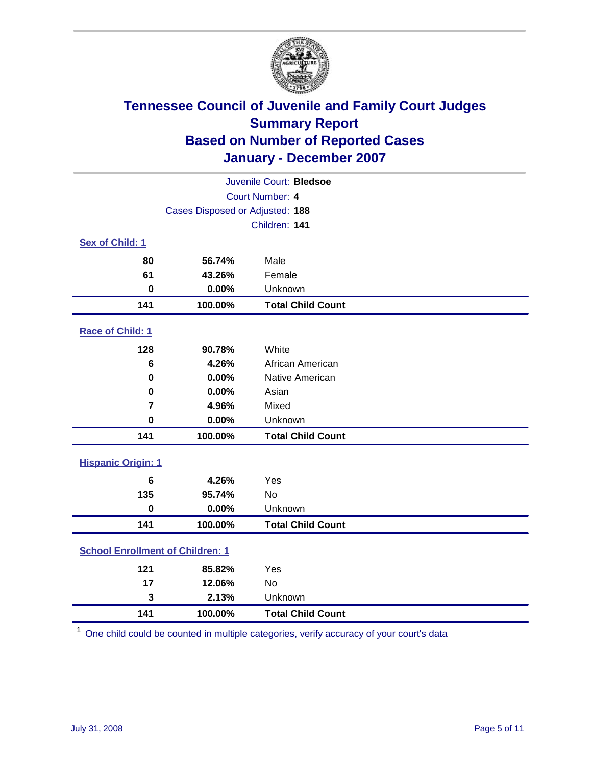# Tennessee Council of Juvenile and Family Court Judges
## Summary Report
## Based on Number of Reported Cases
## January - December 2007

Juvenile Court: **Bledsoe**
Court Number: **4**
Cases Disposed or Adjusted: **188**
Children: **141**

### Sex of Child: 1

| | | |
|---|---|---|
| 80 | 56.74% | Male |
| 61 | 43.26% | Female |
| 0 | 0.00% | Unknown |
| **141** | **100.00%** | **Total Child Count** |

### Race of Child: 1

| | | |
|---|---|---|
| 128 | 90.78% | White |
| 6 | 4.26% | African American |
| 0 | 0.00% | Native American |
| 0 | 0.00% | Asian |
| 7 | 4.96% | Mixed |
| 0 | 0.00% | Unknown |
| **141** | **100.00%** | **Total Child Count** |

### Hispanic Origin: 1

| | | |
|---|---|---|
| 6 | 4.26% | Yes |
| 135 | 95.74% | No |
| 0 | 0.00% | Unknown |
| **141** | **100.00%** | **Total Child Count** |

### School Enrollment of Children: 1

| | | |
|---|---|---|
| 121 | 85.82% | Yes |
| 17 | 12.06% | No |
| 3 | 2.13% | Unknown |
| **141** | **100.00%** | **Total Child Count** |

[1] One child could be counted in multiple categories, verify accuracy of your court's data

July 31, 2008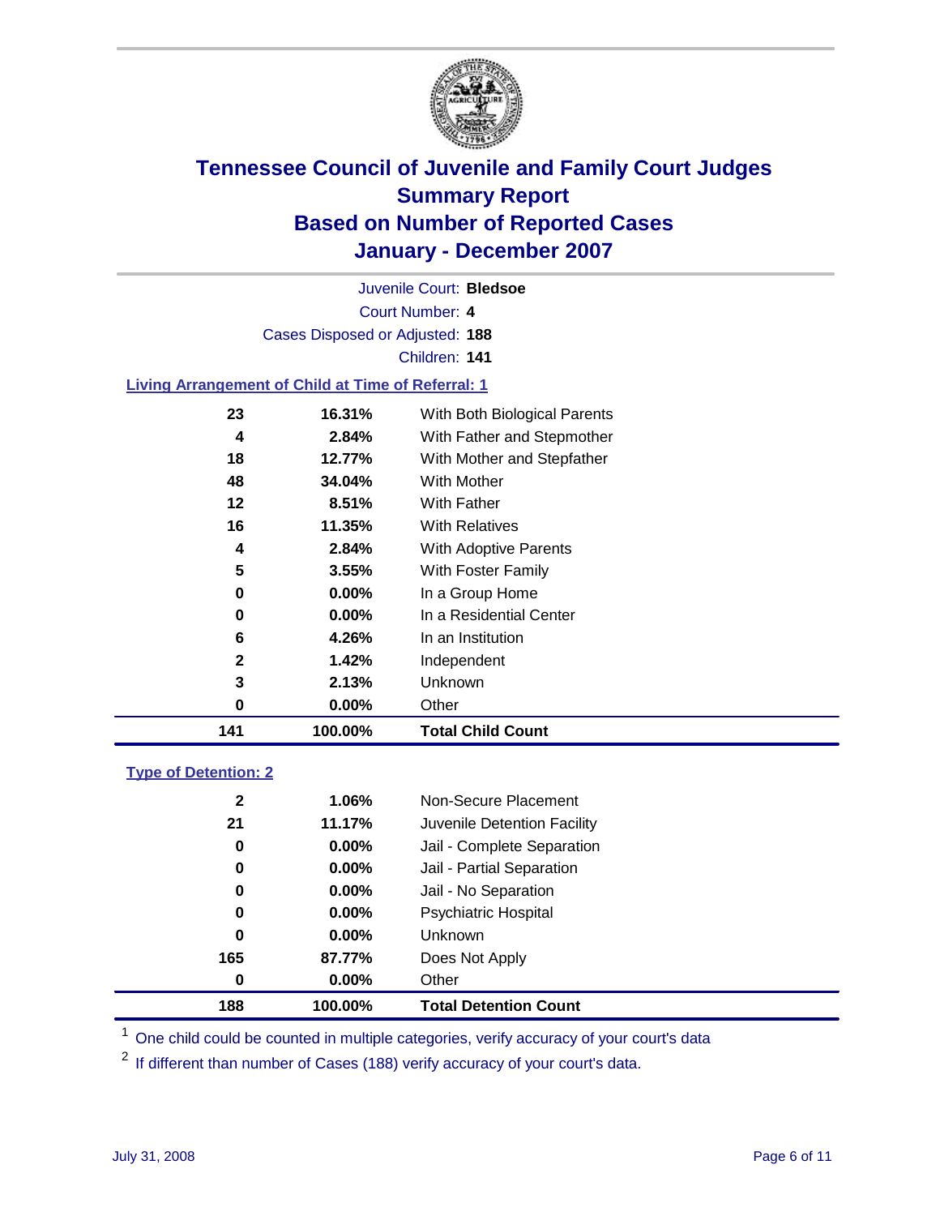# Tennessee Council of Juvenile and Family Court Judges
## Summary Report
## Based on Number of Reported Cases
## January - December 2007

Juvenile Court: **Bledsoe**

Court Number: **4**

Cases Disposed or Adjusted: **188**

Children: **141**

### Living Arrangement of Child at Time of Referral: 1

| Count | Percent | Category |
|---|---|---|
| 23 | 16.31% | With Both Biological Parents |
| 4 | 2.84% | With Father and Stepmother |
| 18 | 12.77% | With Mother and Stepfather |
| 48 | 34.04% | With Mother |
| 12 | 8.51% | With Father |
| 16 | 11.35% | With Relatives |
| 4 | 2.84% | With Adoptive Parents |
| 5 | 3.55% | With Foster Family |
| 0 | 0.00% | In a Group Home |
| 0 | 0.00% | In a Residential Center |
| 6 | 4.26% | In an Institution |
| 2 | 1.42% | Independent |
| 3 | 2.13% | Unknown |
| 0 | 0.00% | Other |
| **141** | **100.00%** | **Total Child Count** |

### Type of Detention: 2

| Count | Percent | Category |
|---|---|---|
| 2 | 1.06% | Non-Secure Placement |
| 21 | 11.17% | Juvenile Detention Facility |
| 0 | 0.00% | Jail - Complete Separation |
| 0 | 0.00% | Jail - Partial Separation |
| 0 | 0.00% | Jail - No Separation |
| 0 | 0.00% | Psychiatric Hospital |
| 0 | 0.00% | Unknown |
| 165 | 87.77% | Does Not Apply |
| 0 | 0.00% | Other |
| **188** | **100.00%** | **Total Detention Count** |

[1] One child could be counted in multiple categories, verify accuracy of your court's data

[2] If different than number of Cases (188) verify accuracy of your court's data.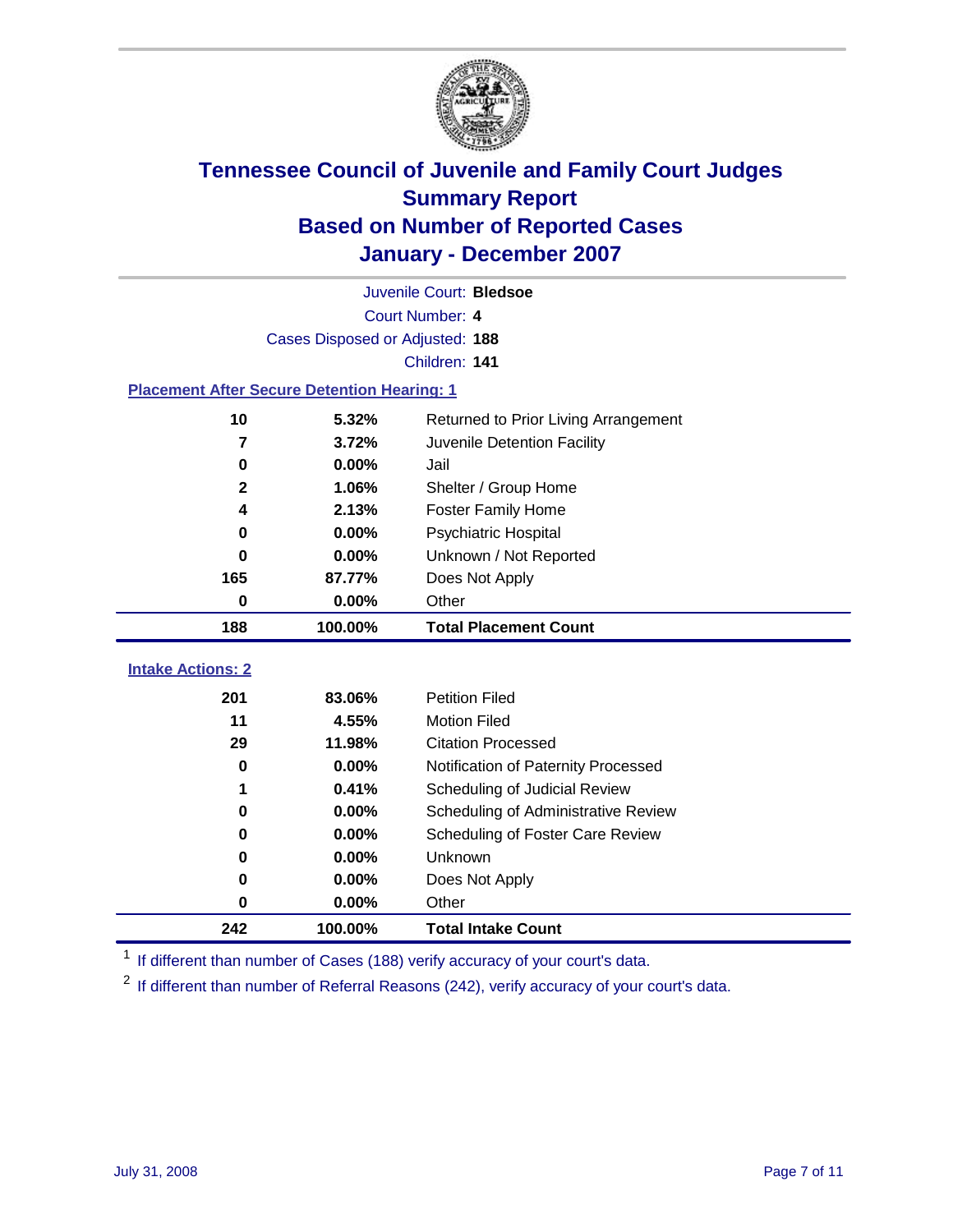# Tennessee Council of Juvenile and Family Court Judges
## Summary Report
## Based on Number of Reported Cases
## January - December 2007

Juvenile Court: **Bledsoe**
Court Number: **4**
Cases Disposed or Adjusted: **188**
Children: **141**

### Placement After Secure Detention Hearing: 1

| Count | Percent | Placement |
|---|---|---|
| 10 | 5.32% | Returned to Prior Living Arrangement |
| 7 | 3.72% | Juvenile Detention Facility |
| 0 | 0.00% | Jail |
| 2 | 1.06% | Shelter / Group Home |
| 4 | 2.13% | Foster Family Home |
| 0 | 0.00% | Psychiatric Hospital |
| 0 | 0.00% | Unknown / Not Reported |
| 165 | 87.77% | Does Not Apply |
| 0 | 0.00% | Other |
| **188** | **100.00%** | **Total Placement Count** |

### Intake Actions: 2

| Count | Percent | Intake Action |
|---|---|---|
| 201 | 83.06% | Petition Filed |
| 11 | 4.55% | Motion Filed |
| 29 | 11.98% | Citation Processed |
| 0 | 0.00% | Notification of Paternity Processed |
| 1 | 0.41% | Scheduling of Judicial Review |
| 0 | 0.00% | Scheduling of Administrative Review |
| 0 | 0.00% | Scheduling of Foster Care Review |
| 0 | 0.00% | Unknown |
| 0 | 0.00% | Does Not Apply |
| 0 | 0.00% | Other |
| **242** | **100.00%** | **Total Intake Count** |

[1] If different than number of Cases (188) verify accuracy of your court's data.

[2] If different than number of Referral Reasons (242), verify accuracy of your court's data.

July 31, 2008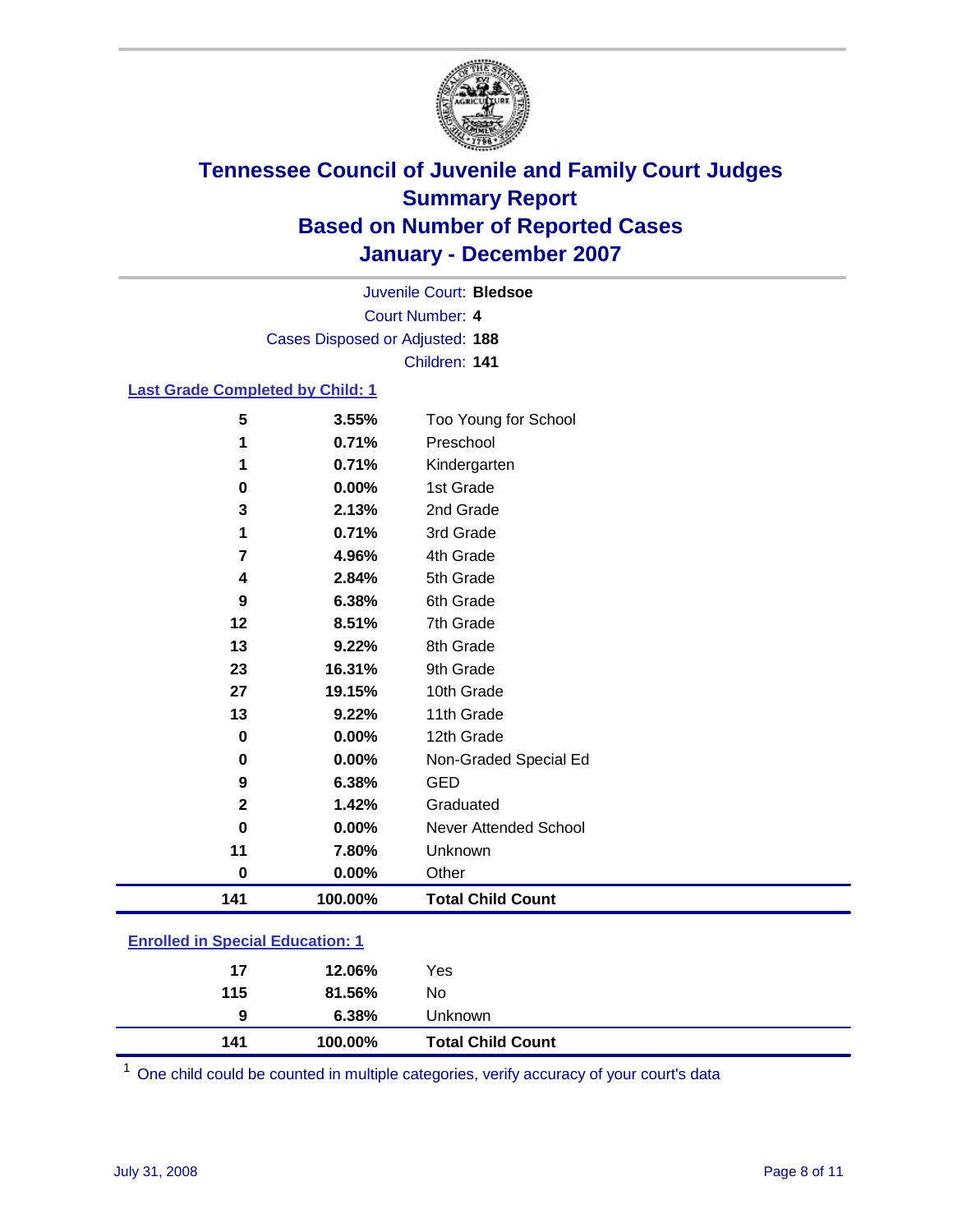# Tennessee Council of Juvenile and Family Court Judges
## Summary Report
## Based on Number of Reported Cases
## January - December 2007

Juvenile Court: **Bledsoe**
Court Number: **4**
Cases Disposed or Adjusted: **188**
Children: **141**

### Last Grade Completed by Child: 1

| Count | Percent | Category |
|---|---|---|
| 5 | 3.55% | Too Young for School |
| 1 | 0.71% | Preschool |
| 1 | 0.71% | Kindergarten |
| 0 | 0.00% | 1st Grade |
| 3 | 2.13% | 2nd Grade |
| 1 | 0.71% | 3rd Grade |
| 7 | 4.96% | 4th Grade |
| 4 | 2.84% | 5th Grade |
| 9 | 6.38% | 6th Grade |
| 12 | 8.51% | 7th Grade |
| 13 | 9.22% | 8th Grade |
| 23 | 16.31% | 9th Grade |
| 27 | 19.15% | 10th Grade |
| 13 | 9.22% | 11th Grade |
| 0 | 0.00% | 12th Grade |
| 0 | 0.00% | Non-Graded Special Ed |
| 9 | 6.38% | GED |
| 2 | 1.42% | Graduated |
| 0 | 0.00% | Never Attended School |
| 11 | 7.80% | Unknown |
| 0 | 0.00% | Other |
| **141** | **100.00%** | **Total Child Count** |

### Enrolled in Special Education: 1

| Count | Percent | Category |
|---|---|---|
| 17 | 12.06% | Yes |
| 115 | 81.56% | No |
| 9 | 6.38% | Unknown |
| **141** | **100.00%** | **Total Child Count** |

[1] One child could be counted in multiple categories, verify accuracy of your court's data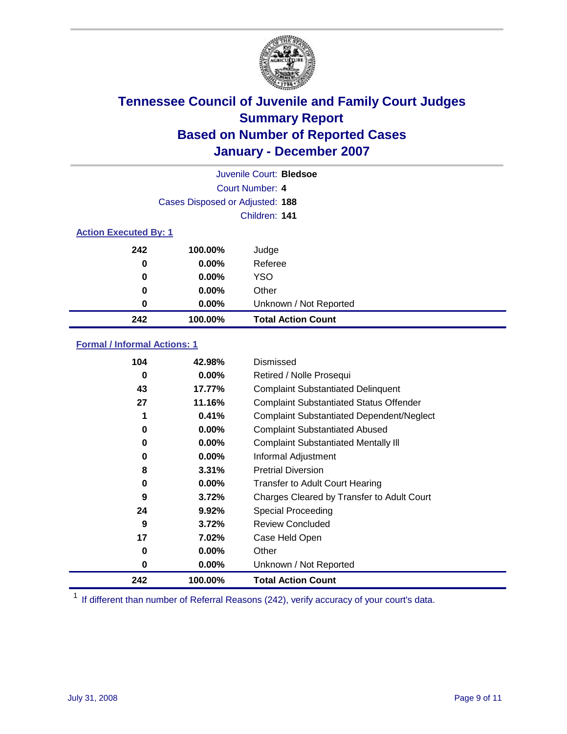# Tennessee Council of Juvenile and Family Court Judges
## Summary Report
## Based on Number of Reported Cases
## January - December 2007

Juvenile Court: **Bledsoe**
Court Number: **4**
Cases Disposed or Adjusted: **188**
Children: **141**

### Action Executed By: 1

| Count | Percent | Action |
|---|---|---|
| 242 | 100.00% | Judge |
| 0 | 0.00% | Referee |
| 0 | 0.00% | YSO |
| 0 | 0.00% | Other |
| 0 | 0.00% | Unknown / Not Reported |
| **242** | **100.00%** | **Total Action Count** |

### Formal / Informal Actions: 1

| Count | Percent | Action |
|---|---|---|
| 104 | 42.98% | Dismissed |
| 0 | 0.00% | Retired / Nolle Prosequi |
| 43 | 17.77% | Complaint Substantiated Delinquent |
| 27 | 11.16% | Complaint Substantiated Status Offender |
| 1 | 0.41% | Complaint Substantiated Dependent/Neglect |
| 0 | 0.00% | Complaint Substantiated Abused |
| 0 | 0.00% | Complaint Substantiated Mentally Ill |
| 0 | 0.00% | Informal Adjustment |
| 8 | 3.31% | Pretrial Diversion |
| 0 | 0.00% | Transfer to Adult Court Hearing |
| 9 | 3.72% | Charges Cleared by Transfer to Adult Court |
| 24 | 9.92% | Special Proceeding |
| 9 | 3.72% | Review Concluded |
| 17 | 7.02% | Case Held Open |
| 0 | 0.00% | Other |
| 0 | 0.00% | Unknown / Not Reported |
| **242** | **100.00%** | **Total Action Count** |

[1] If different than number of Referral Reasons (242), verify accuracy of your court's data.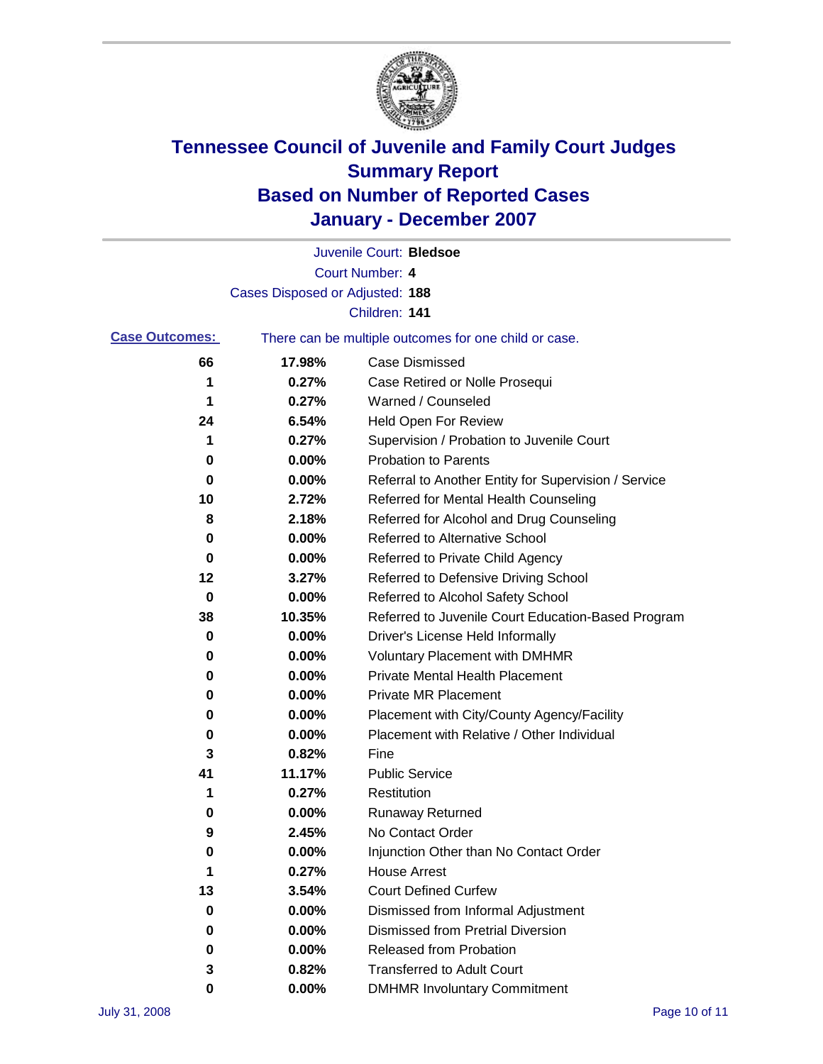# Tennessee Council of Juvenile and Family Court Judges
## Summary Report
## Based on Number of Reported Cases
## January - December 2007

Juvenile Court: **Bledsoe**

Court Number: **4**

Cases Disposed or Adjusted: **188**

Children: **141**

**Case Outcomes:** There can be multiple outcomes for one child or case.

| Count | Percent | Outcome |
|---|---|---|
| 66 | 17.98% | Case Dismissed |
| 1 | 0.27% | Case Retired or Nolle Prosequi |
| 1 | 0.27% | Warned / Counseled |
| 24 | 6.54% | Held Open For Review |
| 1 | 0.27% | Supervision / Probation to Juvenile Court |
| 0 | 0.00% | Probation to Parents |
| 0 | 0.00% | Referral to Another Entity for Supervision / Service |
| 10 | 2.72% | Referred for Mental Health Counseling |
| 8 | 2.18% | Referred for Alcohol and Drug Counseling |
| 0 | 0.00% | Referred to Alternative School |
| 0 | 0.00% | Referred to Private Child Agency |
| 12 | 3.27% | Referred to Defensive Driving School |
| 0 | 0.00% | Referred to Alcohol Safety School |
| 38 | 10.35% | Referred to Juvenile Court Education-Based Program |
| 0 | 0.00% | Driver's License Held Informally |
| 0 | 0.00% | Voluntary Placement with DMHMR |
| 0 | 0.00% | Private Mental Health Placement |
| 0 | 0.00% | Private MR Placement |
| 0 | 0.00% | Placement with City/County Agency/Facility |
| 0 | 0.00% | Placement with Relative / Other Individual |
| 3 | 0.82% | Fine |
| 41 | 11.17% | Public Service |
| 1 | 0.27% | Restitution |
| 0 | 0.00% | Runaway Returned |
| 9 | 2.45% | No Contact Order |
| 0 | 0.00% | Injunction Other than No Contact Order |
| 1 | 0.27% | House Arrest |
| 13 | 3.54% | Court Defined Curfew |
| 0 | 0.00% | Dismissed from Informal Adjustment |
| 0 | 0.00% | Dismissed from Pretrial Diversion |
| 0 | 0.00% | Released from Probation |
| 3 | 0.82% | Transferred to Adult Court |
| 0 | 0.00% | DMHMR Involuntary Commitment |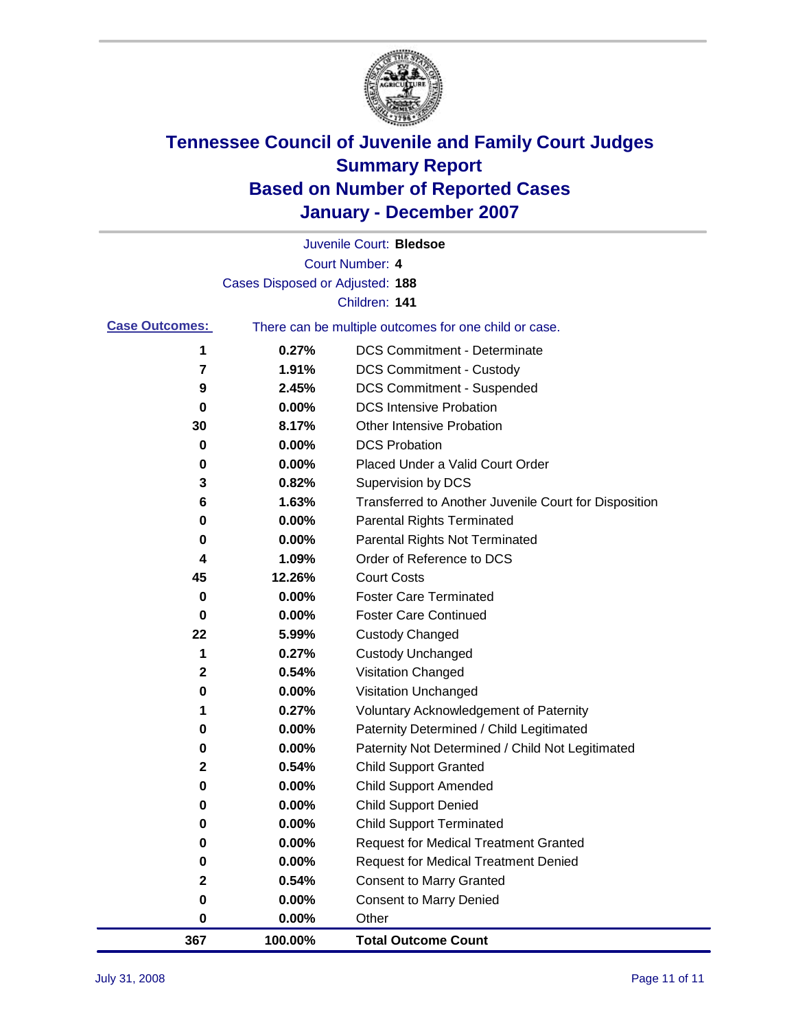# Tennessee Council of Juvenile and Family Court Judges
# Summary Report
# Based on Number of Reported Cases
# January - December 2007

Juvenile Court: **Bledsoe**

Court Number: **4**

Cases Disposed or Adjusted: **188**

Children: **141**

**Case Outcomes:** There can be multiple outcomes for one child or case.

| | | |
|---|---|---|
| 1 | 0.27% | DCS Commitment - Determinate |
| 7 | 1.91% | DCS Commitment - Custody |
| 9 | 2.45% | DCS Commitment - Suspended |
| 0 | 0.00% | DCS Intensive Probation |
| 30 | 8.17% | Other Intensive Probation |
| 0 | 0.00% | DCS Probation |
| 0 | 0.00% | Placed Under a Valid Court Order |
| 3 | 0.82% | Supervision by DCS |
| 6 | 1.63% | Transferred to Another Juvenile Court for Disposition |
| 0 | 0.00% | Parental Rights Terminated |
| 0 | 0.00% | Parental Rights Not Terminated |
| 4 | 1.09% | Order of Reference to DCS |
| 45 | 12.26% | Court Costs |
| 0 | 0.00% | Foster Care Terminated |
| 0 | 0.00% | Foster Care Continued |
| 22 | 5.99% | Custody Changed |
| 1 | 0.27% | Custody Unchanged |
| 2 | 0.54% | Visitation Changed |
| 0 | 0.00% | Visitation Unchanged |
| 1 | 0.27% | Voluntary Acknowledgement of Paternity |
| 0 | 0.00% | Paternity Determined / Child Legitimated |
| 0 | 0.00% | Paternity Not Determined / Child Not Legitimated |
| 2 | 0.54% | Child Support Granted |
| 0 | 0.00% | Child Support Amended |
| 0 | 0.00% | Child Support Denied |
| 0 | 0.00% | Child Support Terminated |
| 0 | 0.00% | Request for Medical Treatment Granted |
| 0 | 0.00% | Request for Medical Treatment Denied |
| 2 | 0.54% | Consent to Marry Granted |
| 0 | 0.00% | Consent to Marry Denied |
| 0 | 0.00% | Other |
| **367** | **100.00%** | **Total Outcome Count** |